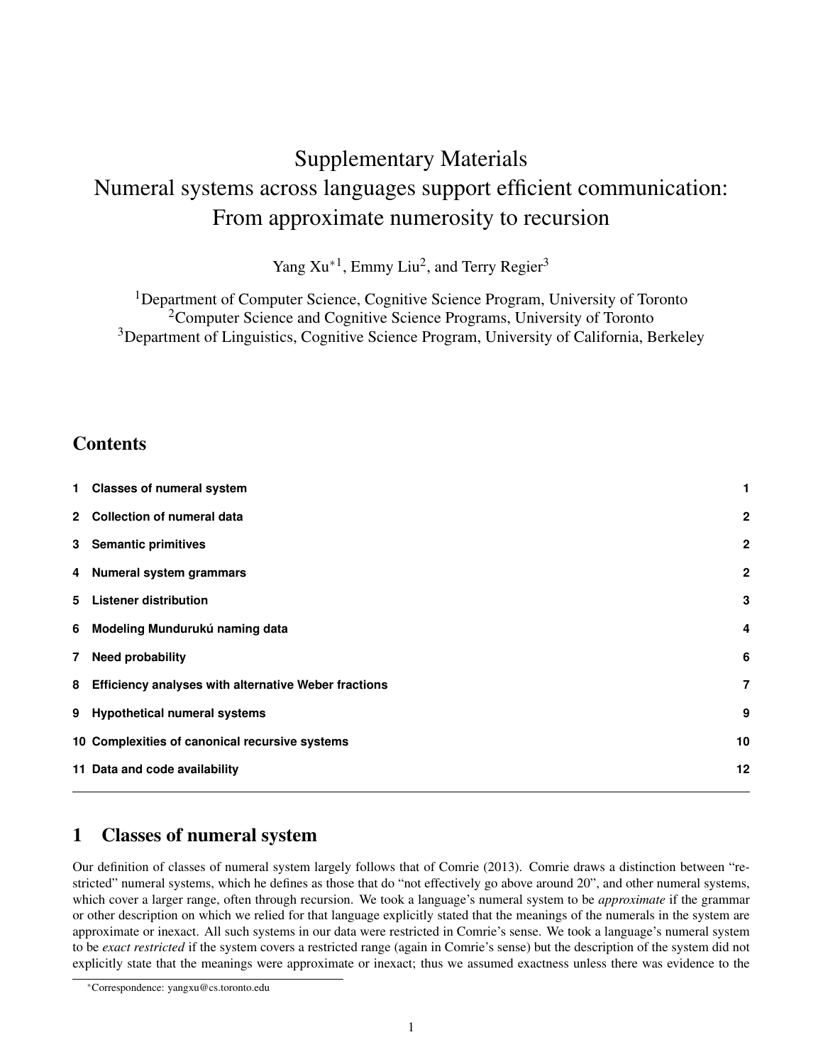# Supplementary Materials
# Numeral systems across languages support efficient communication: From approximate numerosity to recursion

Yang Xu*[1], Emmy Liu[2], and Terry Regier[3]

[1]Department of Computer Science, Cognitive Science Program, University of Toronto
[2]Computer Science and Cognitive Science Programs, University of Toronto
[3]Department of Linguistics, Cognitive Science Program, University of California, Berkeley

## Contents

| | | |
|---|---|---|
| 1 | Classes of numeral system | 1 |
| 2 | Collection of numeral data | 2 |
| 3 | Semantic primitives | 2 |
| 4 | Numeral system grammars | 2 |
| 5 | Listener distribution | 3 |
| 6 | Modeling Mundurukú naming data | 4 |
| 7 | Need probability | 6 |
| 8 | Efficiency analyses with alternative Weber fractions | 7 |
| 9 | Hypothetical numeral systems | 9 |
| 10 | Complexities of canonical recursive systems | 10 |
| 11 | Data and code availability | 12 |

## 1 Classes of numeral system

Our definition of classes of numeral system largely follows that of Comrie (2013). Comrie draws a distinction between "restricted" numeral systems, which he defines as those that do "not effectively go above around 20", and other numeral systems, which cover a larger range, often through recursion. We took a language's numeral system to be *approximate* if the grammar or other description on which we relied for that language explicitly stated that the meanings of the numerals in the system are approximate or inexact. All such systems in our data were restricted in Comrie's sense. We took a language's numeral system to be *exact restricted* if the system covers a restricted range (again in Comrie's sense) but the description of the system did not explicitly state that the meanings were approximate or inexact; thus we assumed exactness unless there was evidence to the

*Correspondence: yangxu@cs.toronto.edu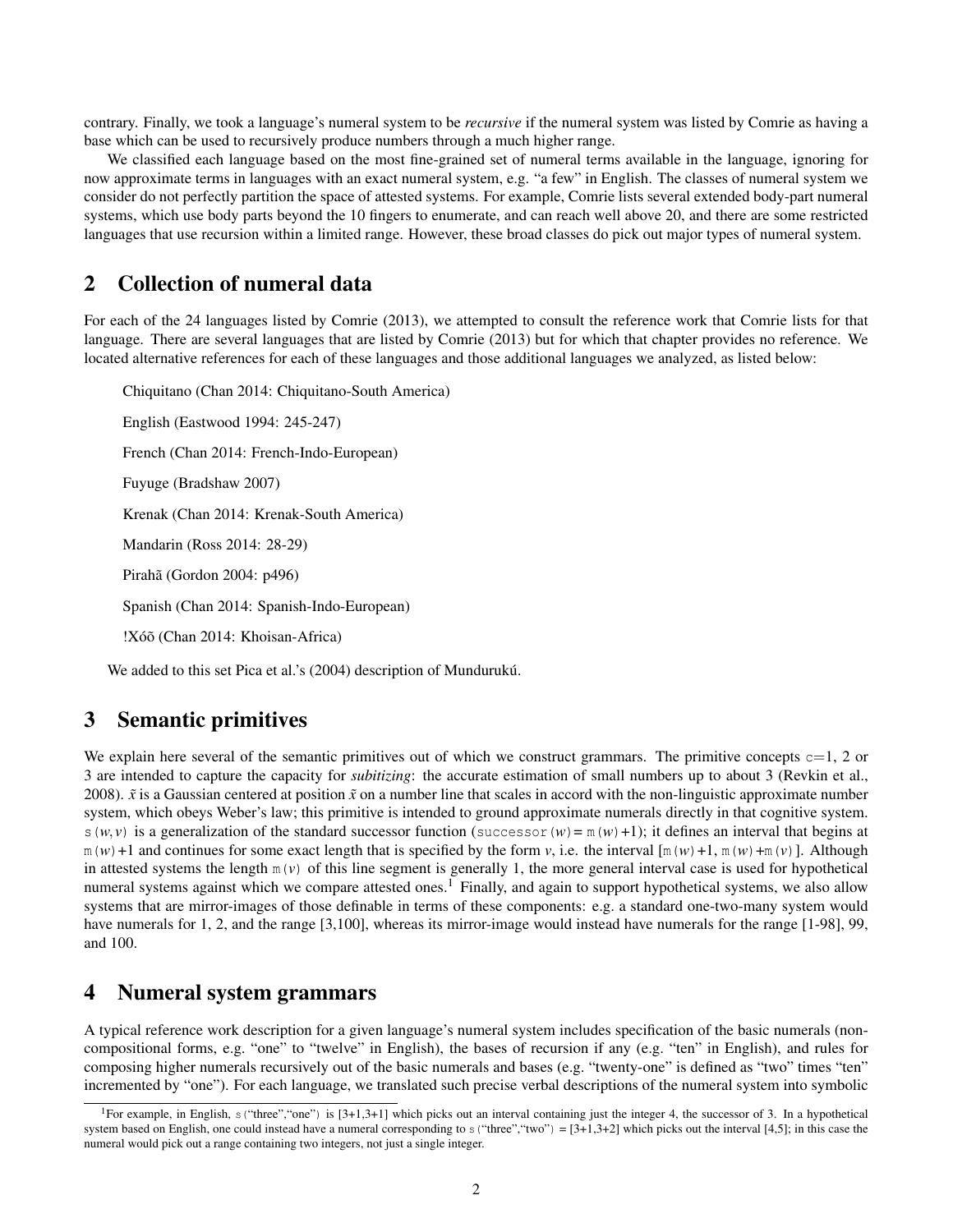contrary. Finally, we took a language's numeral system to be *recursive* if the numeral system was listed by Comrie as having a base which can be used to recursively produce numbers through a much higher range.

We classified each language based on the most fine-grained set of numeral terms available in the language, ignoring for now approximate terms in languages with an exact numeral system, e.g. "a few" in English. The classes of numeral system we consider do not perfectly partition the space of attested systems. For example, Comrie lists several extended body-part numeral systems, which use body parts beyond the 10 fingers to enumerate, and can reach well above 20, and there are some restricted languages that use recursion within a limited range. However, these broad classes do pick out major types of numeral system.

## 2 Collection of numeral data

For each of the 24 languages listed by Comrie (2013), we attempted to consult the reference work that Comrie lists for that language. There are several languages that are listed by Comrie (2013) but for which that chapter provides no reference. We located alternative references for each of these languages and those additional languages we analyzed, as listed below:

Chiquitano (Chan 2014: Chiquitano-South America)

English (Eastwood 1994: 245-247)

French (Chan 2014: French-Indo-European)

Fuyuge (Bradshaw 2007)

Krenak (Chan 2014: Krenak-South America)

Mandarin (Ross 2014: 28-29)

Pirahã (Gordon 2004: p496)

Spanish (Chan 2014: Spanish-Indo-European)

!Xóõ (Chan 2014: Khoisan-Africa)

We added to this set Pica et al.'s (2004) description of Mundurukú.

## 3 Semantic primitives

We explain here several of the semantic primitives out of which we construct grammars. The primitive concepts `c`=1, 2 or 3 are intended to capture the capacity for *subitizing*: the accurate estimation of small numbers up to about 3 (Revkin et al., 2008). $\tilde{x}$ is a Gaussian centered at position $\tilde{x}$ on a number line that scales in accord with the non-linguistic approximate number system, which obeys Weber's law; this primitive is intended to ground approximate numerals directly in that cognitive system. `s(`$w,v$`)` is a generalization of the standard successor function (`successor(`$w$`)` = `m(`$w$`)`+1); it defines an interval that begins at `m(`$w$`)`+1 and continues for some exact length that is specified by the form $v$, i.e. the interval [`m(`$w$`)`+1, `m(`$w$`)`+`m(`$v$`)`]. Although in attested systems the length `m(`$v$`)` of this line segment is generally 1, the more general interval case is used for hypothetical numeral systems against which we compare attested ones.[1] Finally, and again to support hypothetical systems, we also allow systems that are mirror-images of those definable in terms of these components: e.g. a standard one-two-many system would have numerals for 1, 2, and the range [3,100], whereas its mirror-image would instead have numerals for the range [1-98], 99, and 100.

## 4 Numeral system grammars

A typical reference work description for a given language's numeral system includes specification of the basic numerals (non-compositional forms, e.g. "one" to "twelve" in English), the bases of recursion if any (e.g. "ten" in English), and rules for composing higher numerals recursively out of the basic numerals and bases (e.g. "twenty-one" is defined as "two" times "ten" incremented by "one"). For each language, we translated such precise verbal descriptions of the numeral system into symbolic

[1] For example, in English, `s("three","one")` is [3+1,3+1] which picks out an interval containing just the integer 4, the successor of 3. In a hypothetical system based on English, one could instead have a numeral corresponding to `s("three","two")` = [3+1,3+2] which picks out the interval [4,5]; in this case the numeral would pick out a range containing two integers, not just a single integer.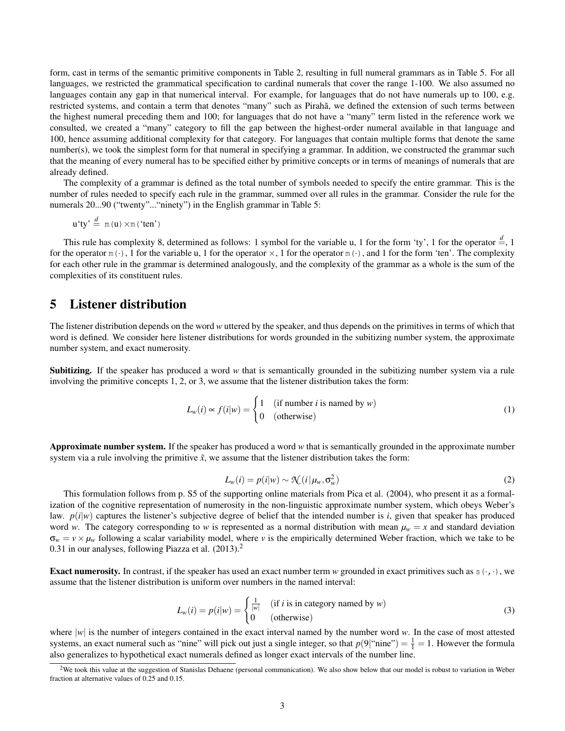form, cast in terms of the semantic primitive components in Table 2, resulting in full numeral grammars as in Table 5. For all languages, we restricted the grammatical specification to cardinal numerals that cover the range 1-100. We also assumed no languages contain any gap in that numerical interval. For example, for languages that do not have numerals up to 100, e.g. restricted systems, and contain a term that denotes “many” such as Pirahã, we defined the extension of such terms between the highest numeral preceding them and 100; for languages that do not have a “many” term listed in the reference work we consulted, we created a “many” category to fill the gap between the highest-order numeral available in that language and 100, hence assuming additional complexity for that category. For languages that contain multiple forms that denote the same number(s), we took the simplest form for that numeral in specifying a grammar. In addition, we constructed the grammar such that the meaning of every numeral has to be specified either by primitive concepts or in terms of meanings of numerals that are already defined.

The complexity of a grammar is defined as the total number of symbols needed to specify the entire grammar. This is the number of rules needed to specify each rule in the grammar, summed over all rules in the grammar. Consider the rule for the numerals 20...90 (“twenty”...“ninety”) in the English grammar in Table 5:

u‘ty’ $\overset{d}{=}$ `m(u)×m(‘ten’)`

This rule has complexity 8, determined as follows: 1 symbol for the variable u, 1 for the form ‘ty’, 1 for the operator $\overset{d}{=}$, 1 for the operator `m(·)`, 1 for the variable u, 1 for the operator ×, 1 for the operator `m(·)`, and 1 for the form ‘ten’. The complexity for each other rule in the grammar is determined analogously, and the complexity of the grammar as a whole is the sum of the complexities of its constituent rules.

# 5 Listener distribution

The listener distribution depends on the word $w$ uttered by the speaker, and thus depends on the primitives in terms of which that word is defined. We consider here listener distributions for words grounded in the subitizing number system, the approximate number system, and exact numerosity.

**Subitizing.** If the speaker has produced a word $w$ that is semantically grounded in the subitizing number system via a rule involving the primitive concepts 1, 2, or 3, we assume that the listener distribution takes the form:

$$L_w(i) \propto f(i|w) = \begin{cases} 1 & \text{(if number } i \text{ is named by } w) \\ 0 & \text{(otherwise)} \end{cases} \tag{1}$$

**Approximate number system.** If the speaker has produced a word $w$ that is semantically grounded in the approximate number system via a rule involving the primitive $\tilde{x}$, we assume that the listener distribution takes the form:

$$L_w(i) = p(i|w) \sim \mathcal{N}(i\,|\,\mu_w, \sigma_w^2) \tag{2}$$

This formulation follows from p. S5 of the supporting online materials from Pica et al. (2004), who present it as a formalization of the cognitive representation of numerosity in the non-linguistic approximate number system, which obeys Weber's law. $p(i|w)$ captures the listener's subjective degree of belief that the intended number is $i$, given that speaker has produced word $w$. The category corresponding to $w$ is represented as a normal distribution with mean $\mu_w = x$ and standard deviation $\sigma_w = v \times \mu_w$ following a scalar variability model, where $v$ is the empirically determined Weber fraction, which we take to be 0.31 in our analyses, following Piazza et al. (2013).[2]

**Exact numerosity.** In contrast, if the speaker has used an exact number term $w$ grounded in exact primitives such as `s(·,·)`, we assume that the listener distribution is uniform over numbers in the named interval:

$$L_w(i) = p(i|w) = \begin{cases} \frac{1}{|w|} & \text{(if } i \text{ is in category named by } w) \\ 0 & \text{(otherwise)} \end{cases} \tag{3}$$

where $|w|$ is the number of integers contained in the exact interval named by the number word $w$. In the case of most attested systems, an exact numeral such as “nine” will pick out just a single integer, so that $p(9|\text{“nine”}) = \frac{1}{1} = 1$. However the formula also generalizes to hypothetical exact numerals defined as longer exact intervals of the number line.

[2]We took this value at the suggestion of Stanislas Dehaene (personal communication). We also show below that our model is robust to variation in Weber fraction at alternative values of 0.25 and 0.15.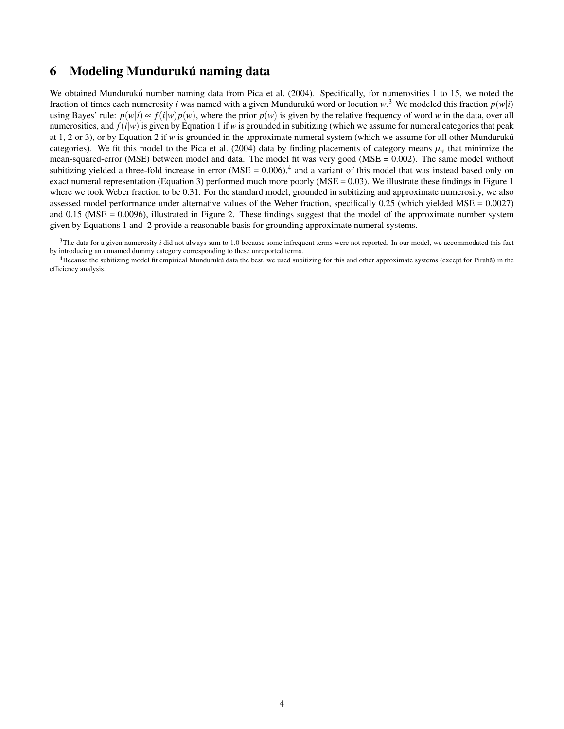## 6 Modeling Mundurukú naming data

We obtained Mundurukú number naming data from Pica et al. (2004). Specifically, for numerosities 1 to 15, we noted the fraction of times each numerosity $i$ was named with a given Mundurukú word or locution $w$.[3] We modeled this fraction $p(w|i)$ using Bayes' rule: $p(w|i) \propto f(i|w)p(w)$, where the prior $p(w)$ is given by the relative frequency of word $w$ in the data, over all numerosities, and $f(i|w)$ is given by Equation 1 if $w$ is grounded in subitizing (which we assume for numeral categories that peak at 1, 2 or 3), or by Equation 2 if $w$ is grounded in the approximate numeral system (which we assume for all other Mundurukú categories). We fit this model to the Pica et al. (2004) data by finding placements of category means $\mu_w$ that minimize the mean-squared-error (MSE) between model and data. The model fit was very good (MSE = 0.002). The same model without subitizing yielded a three-fold increase in error (MSE = 0.006),[4] and a variant of this model that was instead based only on exact numeral representation (Equation 3) performed much more poorly (MSE = 0.03). We illustrate these findings in Figure 1 where we took Weber fraction to be 0.31. For the standard model, grounded in subitizing and approximate numerosity, we also assessed model performance under alternative values of the Weber fraction, specifically 0.25 (which yielded MSE = 0.0027) and 0.15 (MSE = 0.0096), illustrated in Figure 2. These findings suggest that the model of the approximate number system given by Equations 1 and 2 provide a reasonable basis for grounding approximate numeral systems.

[3]The data for a given numerosity $i$ did not always sum to 1.0 because some infrequent terms were not reported. In our model, we accommodated this fact by introducing an unnamed dummy category corresponding to these unreported terms.

[4]Because the subitizing model fit empirical Mundurukú data the best, we used subitizing for this and other approximate systems (except for Pirahã) in the efficiency analysis.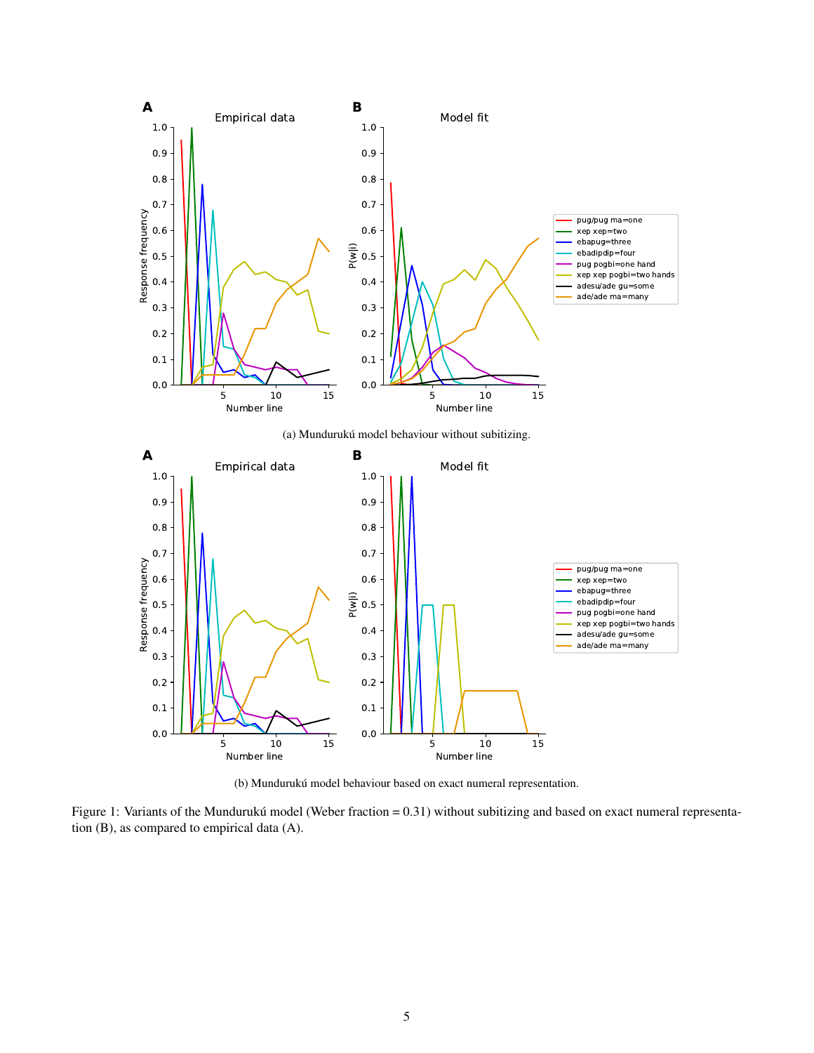(a) Mundurukú model behaviour without subitizing.

(b) Mundurukú model behaviour based on exact numeral representation.

Figure 1: Variants of the Mundurukú model (Weber fraction = 0.31) without subitizing and based on exact numeral representation (B), as compared to empirical data (A).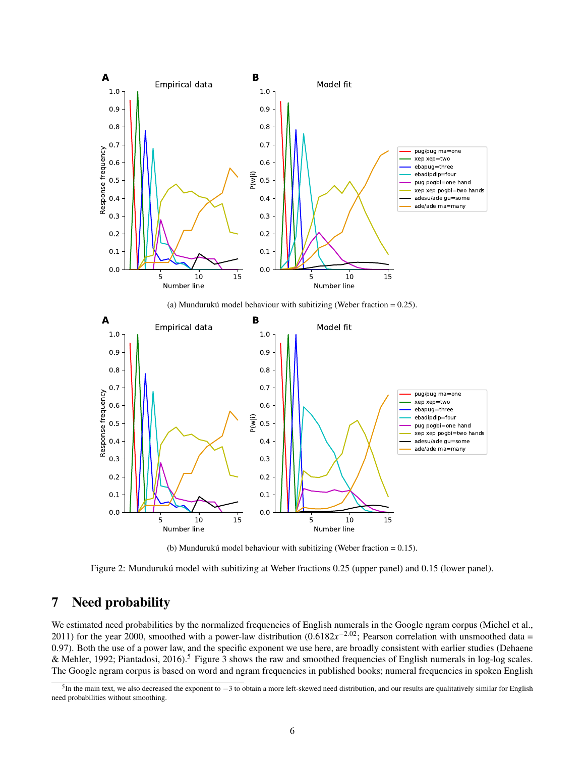(a) Mundurukú model behaviour with subitizing (Weber fraction = 0.25).

(b) Mundurukú model behaviour with subitizing (Weber fraction = 0.15).

Figure 2: Mundurukú model with subitizing at Weber fractions 0.25 (upper panel) and 0.15 (lower panel).

## 7 Need probability

We estimated need probabilities by the normalized frequencies of English numerals in the Google ngram corpus (Michel et al., 2011) for the year 2000, smoothed with a power-law distribution ($0.6182x^{-2.02}$; Pearson correlation with unsmoothed data = 0.97). Both the use of a power law, and the specific exponent we use here, are broadly consistent with earlier studies (Dehaene & Mehler, 1992; Piantadosi, 2016).[5] Figure 3 shows the raw and smoothed frequencies of English numerals in log-log scales. The Google ngram corpus is based on word and ngram frequencies in published books; numeral frequencies in spoken English

[5] In the main text, we also decreased the exponent to $-3$ to obtain a more left-skewed need distribution, and our results are qualitatively similar for English need probabilities without smoothing.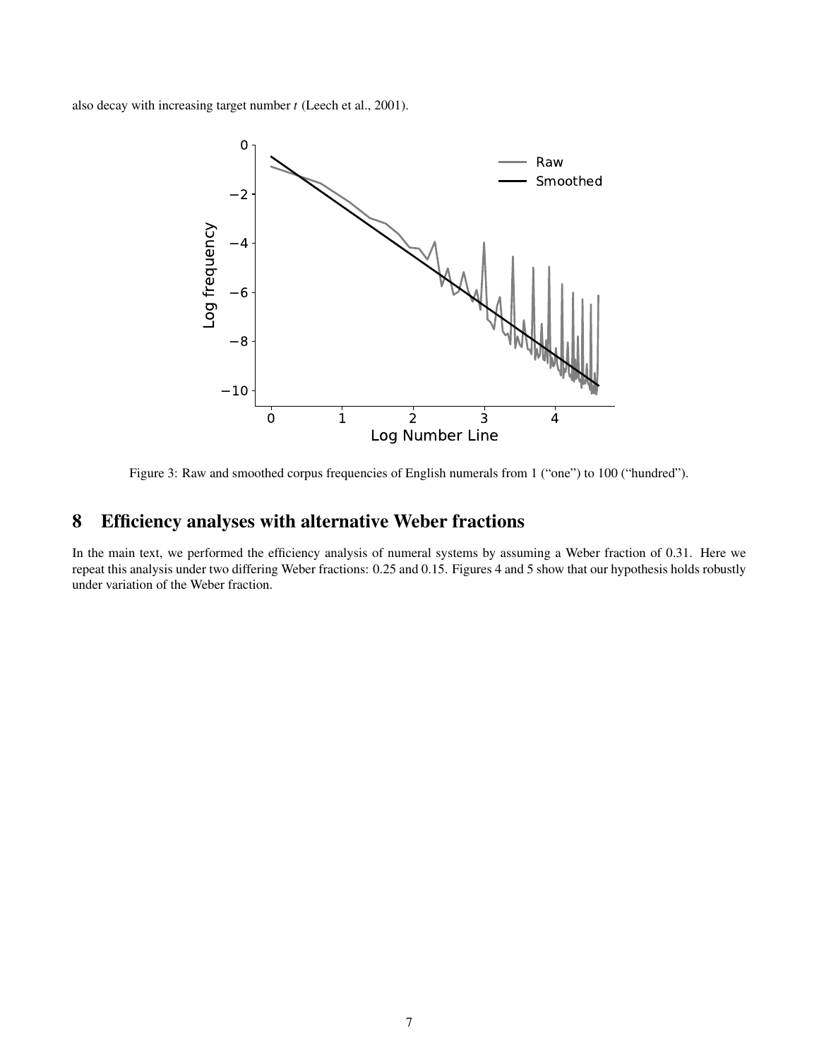also decay with increasing target number $t$ (Leech et al., 2001).

Figure 3: Raw and smoothed corpus frequencies of English numerals from 1 ("one") to 100 ("hundred").

## 8 Efficiency analyses with alternative Weber fractions

In the main text, we performed the efficiency analysis of numeral systems by assuming a Weber fraction of 0.31. Here we repeat this analysis under two differing Weber fractions: 0.25 and 0.15. Figures 4 and 5 show that our hypothesis holds robustly under variation of the Weber fraction.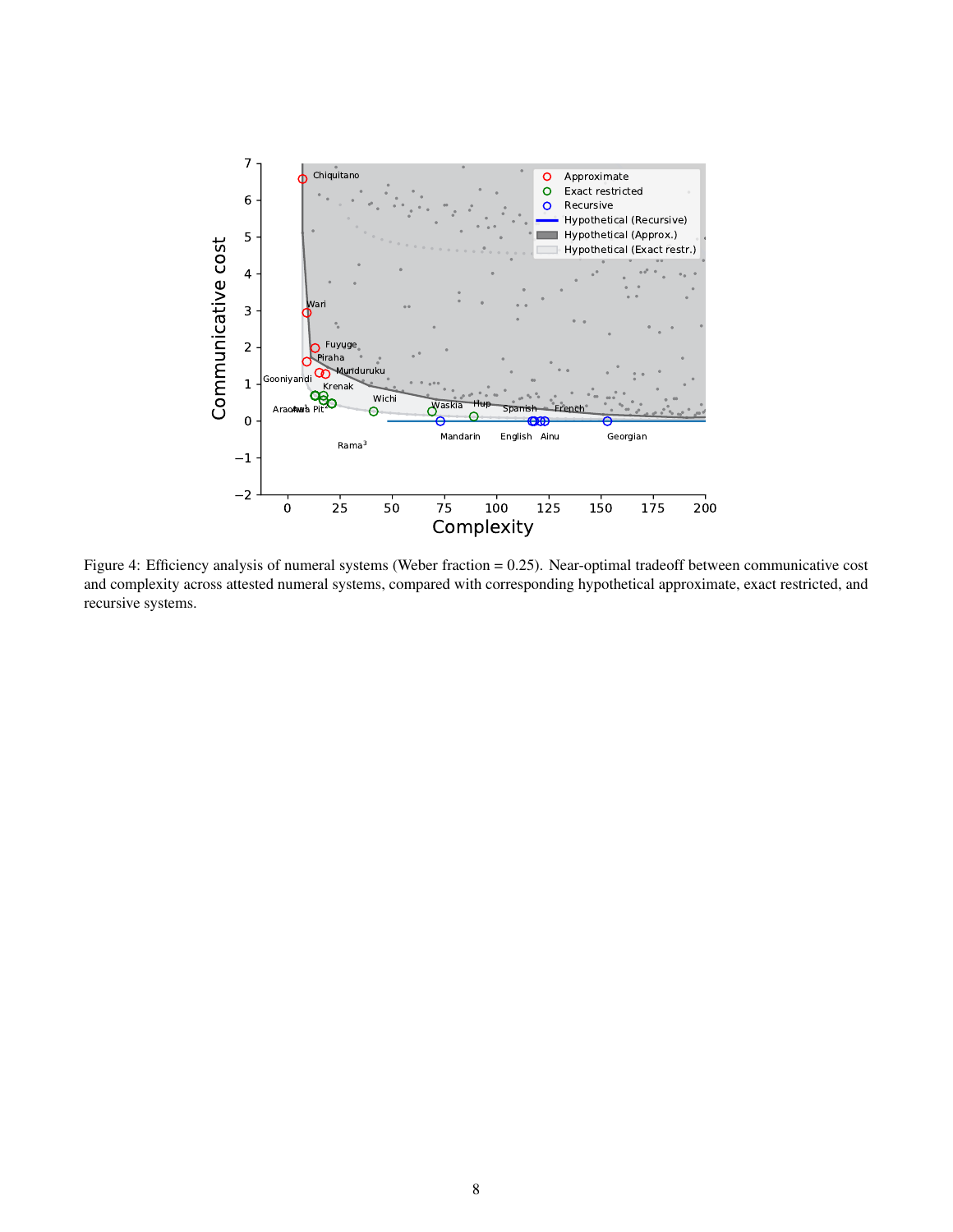Figure 4: Efficiency analysis of numeral systems (Weber fraction = 0.25). Near-optimal tradeoff between communicative cost and complexity across attested numeral systems, compared with corresponding hypothetical approximate, exact restricted, and recursive systems.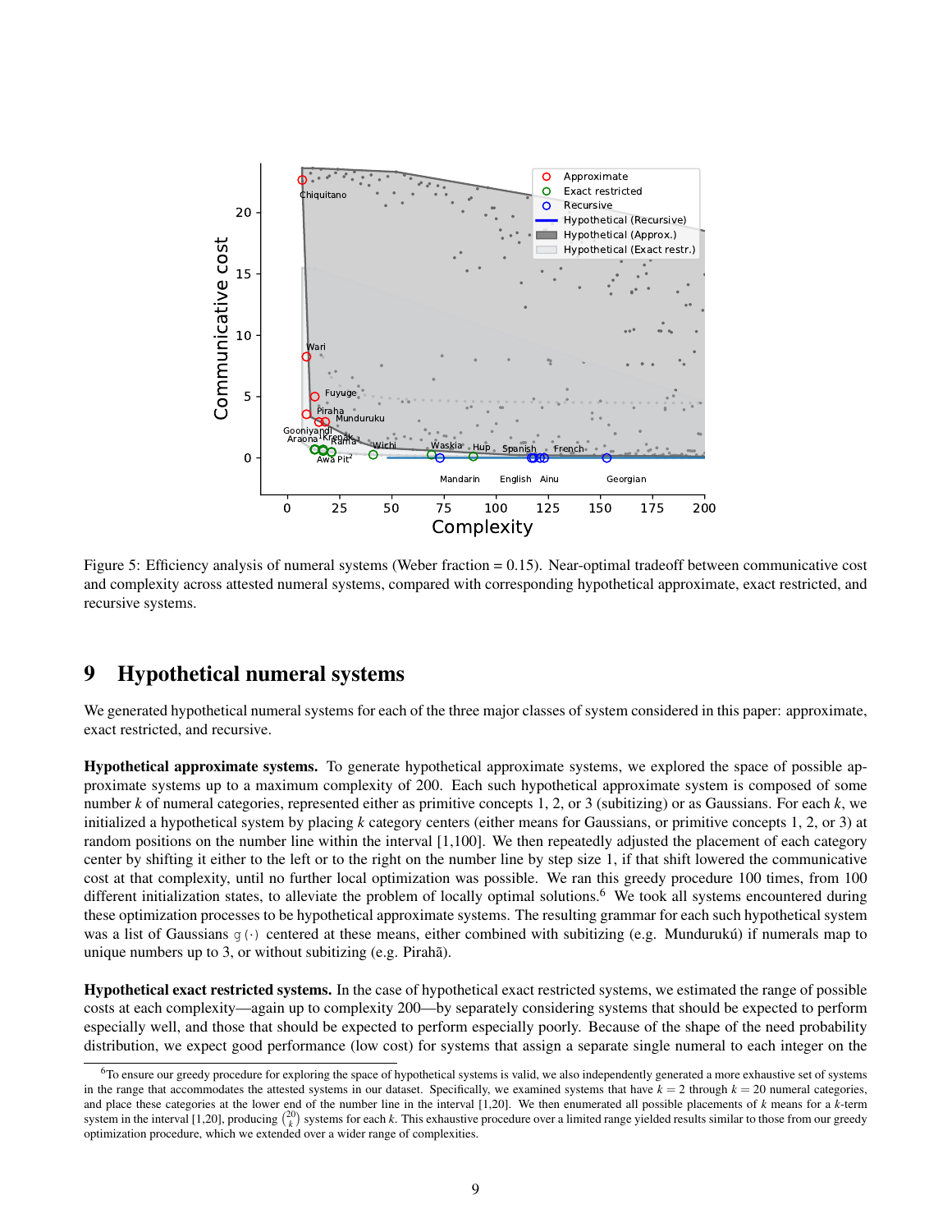Figure 5: Efficiency analysis of numeral systems (Weber fraction = 0.15). Near-optimal tradeoff between communicative cost and complexity across attested numeral systems, compared with corresponding hypothetical approximate, exact restricted, and recursive systems.

# 9 Hypothetical numeral systems

We generated hypothetical numeral systems for each of the three major classes of system considered in this paper: approximate, exact restricted, and recursive.

**Hypothetical approximate systems.** To generate hypothetical approximate systems, we explored the space of possible approximate systems up to a maximum complexity of 200. Each such hypothetical approximate system is composed of some number $k$ of numeral categories, represented either as primitive concepts 1, 2, or 3 (subitizing) or as Gaussians. For each $k$, we initialized a hypothetical system by placing $k$ category centers (either means for Gaussians, or primitive concepts 1, 2, or 3) at random positions on the number line within the interval [1,100]. We then repeatedly adjusted the placement of each category center by shifting it either to the left or to the right on the number line by step size 1, if that shift lowered the communicative cost at that complexity, until no further local optimization was possible. We ran this greedy procedure 100 times, from 100 different initialization states, to alleviate the problem of locally optimal solutions.[6] We took all systems encountered during these optimization processes to be hypothetical approximate systems. The resulting grammar for each such hypothetical system was a list of Gaussians $\mathtt{g}(\cdot)$ centered at these means, either combined with subitizing (e.g. Mundurukú) if numerals map to unique numbers up to 3, or without subitizing (e.g. Pirahã).

**Hypothetical exact restricted systems.** In the case of hypothetical exact restricted systems, we estimated the range of possible costs at each complexity—again up to complexity 200—by separately considering systems that should be expected to perform especially well, and those that should be expected to perform especially poorly. Because of the shape of the need probability distribution, we expect good performance (low cost) for systems that assign a separate single numeral to each integer on the

[6] To ensure our greedy procedure for exploring the space of hypothetical systems is valid, we also independently generated a more exhaustive set of systems in the range that accommodates the attested systems in our dataset. Specifically, we examined systems that have $k = 2$ through $k = 20$ numeral categories, and place these categories at the lower end of the number line in the interval [1,20]. We then enumerated all possible placements of $k$ means for a $k$-term system in the interval [1,20], producing $\binom{20}{k}$ systems for each $k$. This exhaustive procedure over a limited range yielded results similar to those from our greedy optimization procedure, which we extended over a wider range of complexities.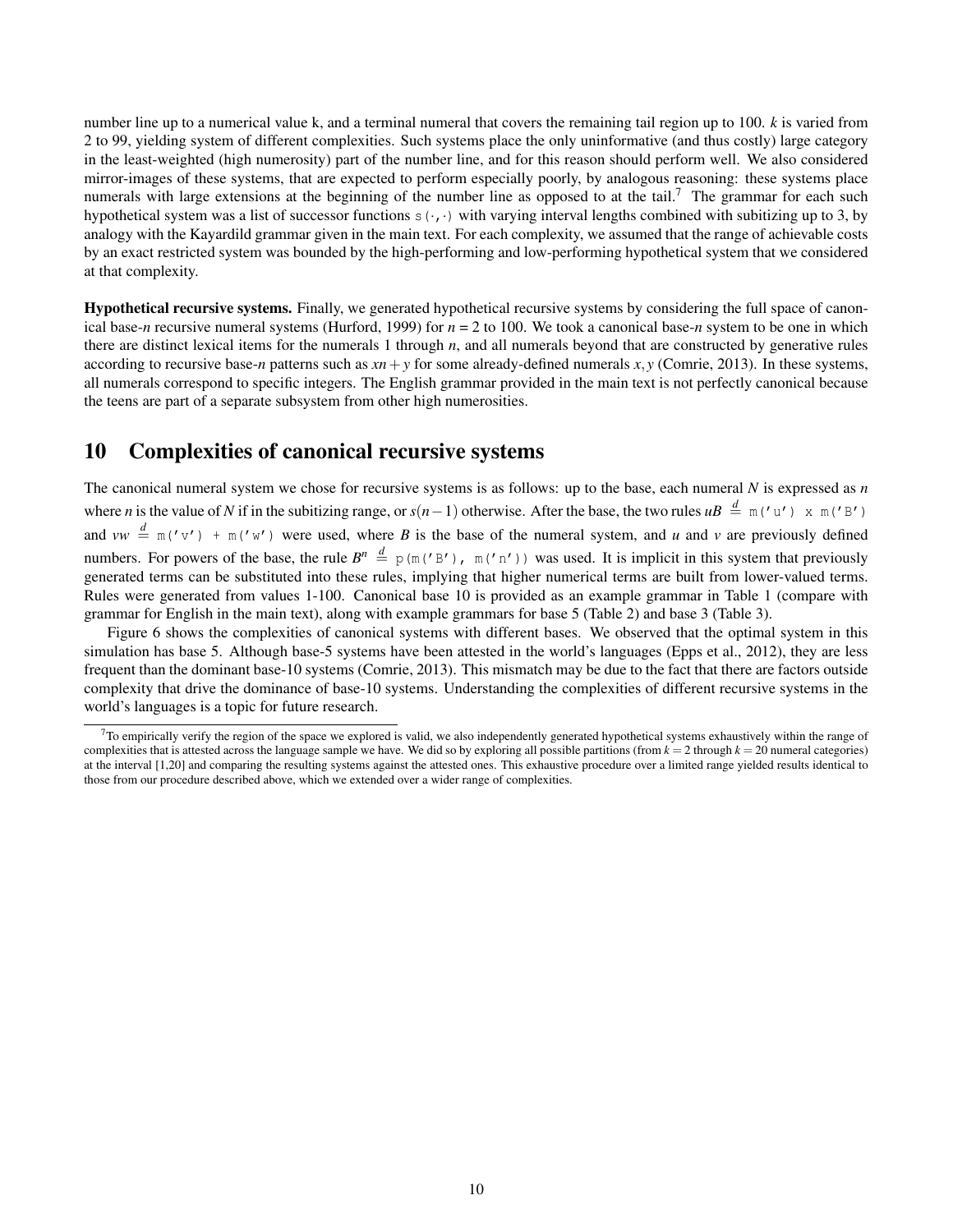number line up to a numerical value k, and a terminal numeral that covers the remaining tail region up to 100. $k$ is varied from 2 to 99, yielding system of different complexities. Such systems place the only uninformative (and thus costly) large category in the least-weighted (high numerosity) part of the number line, and for this reason should perform well. We also considered mirror-images of these systems, that are expected to perform especially poorly, by analogous reasoning: these systems place numerals with large extensions at the beginning of the number line as opposed to at the tail.[7] The grammar for each such hypothetical system was a list of successor functions `s(·,·)` with varying interval lengths combined with subitizing up to 3, by analogy with the Kayardild grammar given in the main text. For each complexity, we assumed that the range of achievable costs by an exact restricted system was bounded by the high-performing and low-performing hypothetical system that we considered at that complexity.

**Hypothetical recursive systems.** Finally, we generated hypothetical recursive systems by considering the full space of canonical base-$n$ recursive numeral systems (Hurford, 1999) for $n$ = 2 to 100. We took a canonical base-$n$ system to be one in which there are distinct lexical items for the numerals 1 through $n$, and all numerals beyond that are constructed by generative rules according to recursive base-$n$ patterns such as $xn + y$ for some already-defined numerals $x, y$ (Comrie, 2013). In these systems, all numerals correspond to specific integers. The English grammar provided in the main text is not perfectly canonical because the teens are part of a separate subsystem from other high numerosities.

# 10 Complexities of canonical recursive systems

The canonical numeral system we chose for recursive systems is as follows: up to the base, each numeral $N$ is expressed as $n$ where $n$ is the value of $N$ if in the subitizing range, or $s(n-1)$ otherwise. After the base, the two rules $uB \overset{d}{=}$ `m('u') x m('B')` and $vw \overset{d}{=}$ `m('v') + m('w')` were used, where $B$ is the base of the numeral system, and $u$ and $v$ are previously defined numbers. For powers of the base, the rule $B^n \overset{d}{=}$ `p(m('B'), m('n'))` was used. It is implicit in this system that previously generated terms can be substituted into these rules, implying that higher numerical terms are built from lower-valued terms. Rules were generated from values 1-100. Canonical base 10 is provided as an example grammar in Table 1 (compare with grammar for English in the main text), along with example grammars for base 5 (Table 2) and base 3 (Table 3).

Figure 6 shows the complexities of canonical systems with different bases. We observed that the optimal system in this simulation has base 5. Although base-5 systems have been attested in the world's languages (Epps et al., 2012), they are less frequent than the dominant base-10 systems (Comrie, 2013). This mismatch may be due to the fact that there are factors outside complexity that drive the dominance of base-10 systems. Understanding the complexities of different recursive systems in the world's languages is a topic for future research.

[7] To empirically verify the region of the space we explored is valid, we also independently generated hypothetical systems exhaustively within the range of complexities that is attested across the language sample we have. We did so by exploring all possible partitions (from $k = 2$ through $k = 20$ numeral categories) at the interval [1,20] and comparing the resulting systems against the attested ones. This exhaustive procedure over a limited range yielded results identical to those from our procedure described above, which we extended over a wider range of complexities.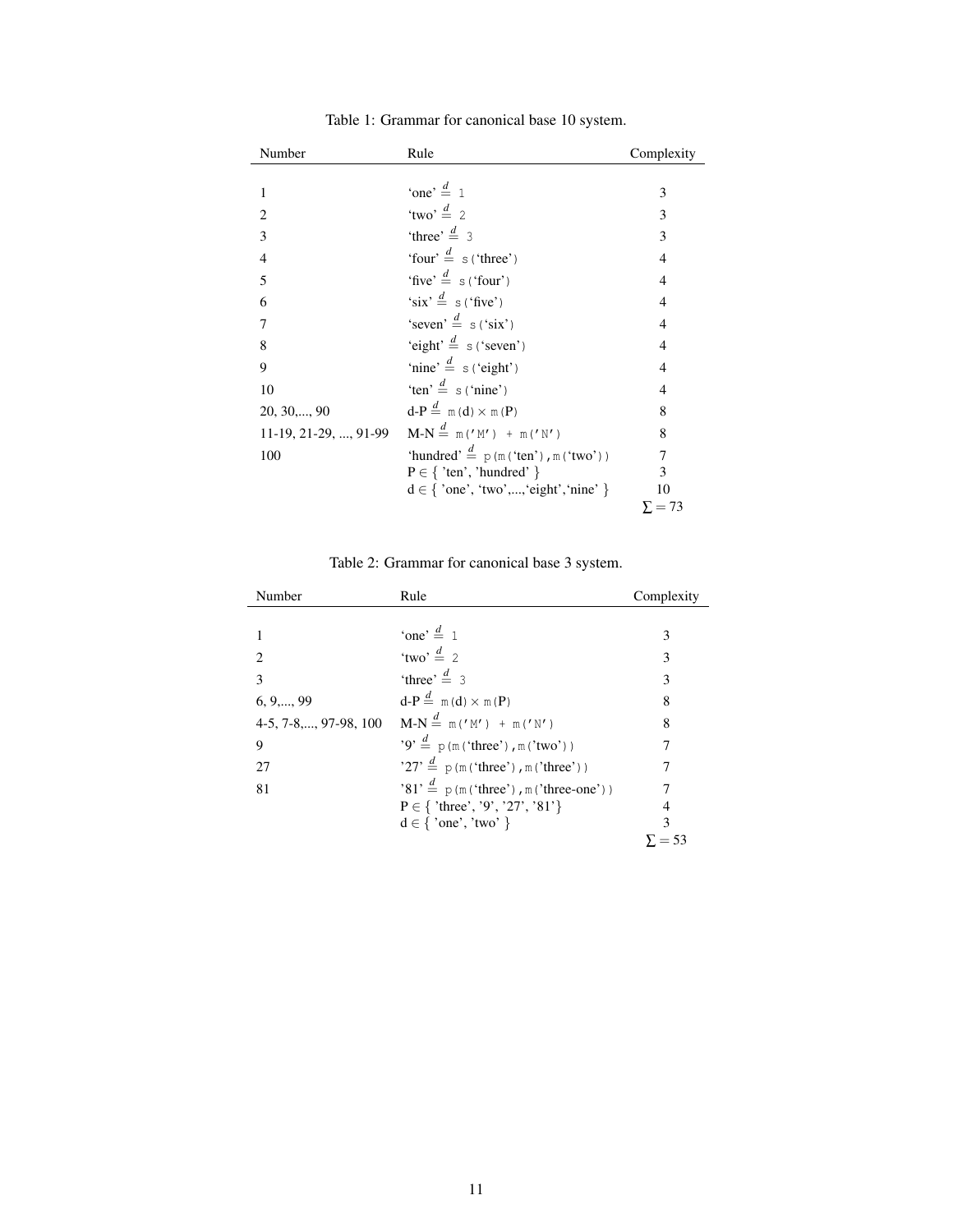Table 1: Grammar for canonical base 10 system.

| Number | Rule | Complexity |
|---|---|---|
| 1 | 'one' $\stackrel{d}{=}$ `1` | 3 |
| 2 | 'two' $\stackrel{d}{=}$ `2` | 3 |
| 3 | 'three' $\stackrel{d}{=}$ `3` | 3 |
| 4 | 'four' $\stackrel{d}{=}$ `s('three')` | 4 |
| 5 | 'five' $\stackrel{d}{=}$ `s('four')` | 4 |
| 6 | 'six' $\stackrel{d}{=}$ `s('five')` | 4 |
| 7 | 'seven' $\stackrel{d}{=}$ `s('six')` | 4 |
| 8 | 'eight' $\stackrel{d}{=}$ `s('seven')` | 4 |
| 9 | 'nine' $\stackrel{d}{=}$ `s('eight')` | 4 |
| 10 | 'ten' $\stackrel{d}{=}$ `s('nine')` | 4 |
| 20, 30,..., 90 | d-P $\stackrel{d}{=}$ `m(d)` $\times$ `m(P)` | 8 |
| 11-19, 21-29, ..., 91-99 | M-N $\stackrel{d}{=}$ `m('M') + m('N')` | 8 |
| 100 | 'hundred' $\stackrel{d}{=}$ `p(m('ten'),m('two'))` | 7 |
| | P $\in$ { 'ten', 'hundred' } | 3 |
| | d $\in$ { 'one', 'two',...,'eight','nine' } | 10 |
| | | $\sum = 73$ |

Table 2: Grammar for canonical base 3 system.

| Number | Rule | Complexity |
|---|---|---|
| 1 | 'one' $\stackrel{d}{=}$ `1` | 3 |
| 2 | 'two' $\stackrel{d}{=}$ `2` | 3 |
| 3 | 'three' $\stackrel{d}{=}$ `3` | 3 |
| 6, 9,..., 99 | d-P $\stackrel{d}{=}$ `m(d)` $\times$ `m(P)` | 8 |
| 4-5, 7-8,..., 97-98, 100 | M-N $\stackrel{d}{=}$ `m('M') + m('N')` | 8 |
| 9 | '9' $\stackrel{d}{=}$ `p(m('three'),m('two'))` | 7 |
| 27 | '27' $\stackrel{d}{=}$ `p(m('three'),m('three'))` | 7 |
| 81 | '81' $\stackrel{d}{=}$ `p(m('three'),m('three-one'))` | 7 |
| | P $\in$ { 'three', '9', '27', '81'} | 4 |
| | d $\in$ { 'one', 'two' } | 3 |
| | | $\sum = 53$ |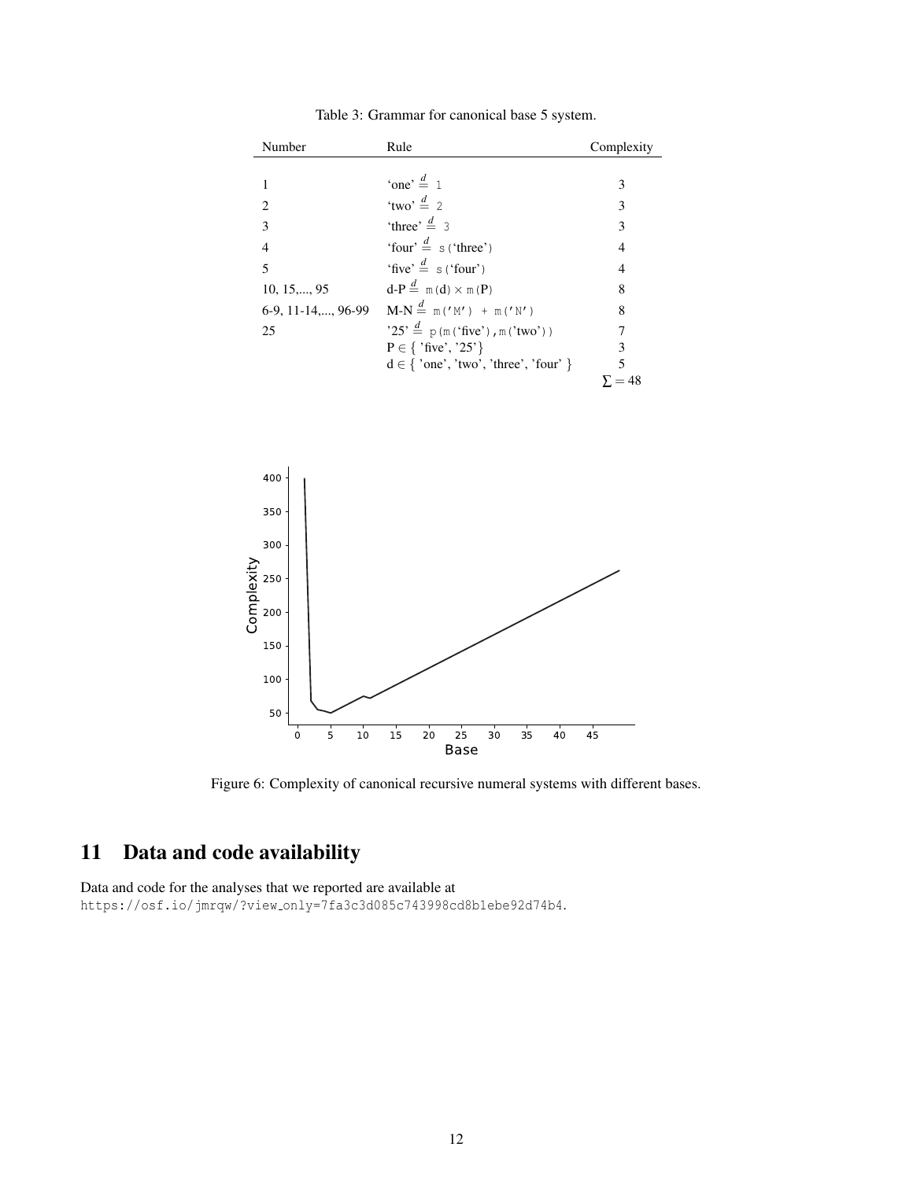Table 3: Grammar for canonical base 5 system.

| Number | Rule | Complexity |
|---|---|---|
| 1 | 'one' $\overset{d}{=}$ `1` | 3 |
| 2 | 'two' $\overset{d}{=}$ `2` | 3 |
| 3 | 'three' $\overset{d}{=}$ `3` | 3 |
| 4 | 'four' $\overset{d}{=}$ `s('three')` | 4 |
| 5 | 'five' $\overset{d}{=}$ `s('four')` | 4 |
| 10, 15,..., 95 | d-P $\overset{d}{=}$ `m(d)` $\times$ `m(P)` | 8 |
| 6-9, 11-14,..., 96-99 | M-N $\overset{d}{=}$ `m('M') + m('N')` | 8 |
| 25 | '25' $\overset{d}{=}$ `p(m('five'),m('two'))` | 7 |
| | P $\in$ { 'five', '25'} | 3 |
| | d $\in$ { 'one', 'two', 'three', 'four' } | 5 |
| | | $\sum = 48$ |

Figure 6: Complexity of canonical recursive numeral systems with different bases.

# 11 Data and code availability

Data and code for the analyses that we reported are available at
https://osf.io/jmrqw/?view_only=7fa3c3d085c743998cd8b1ebe92d74b4.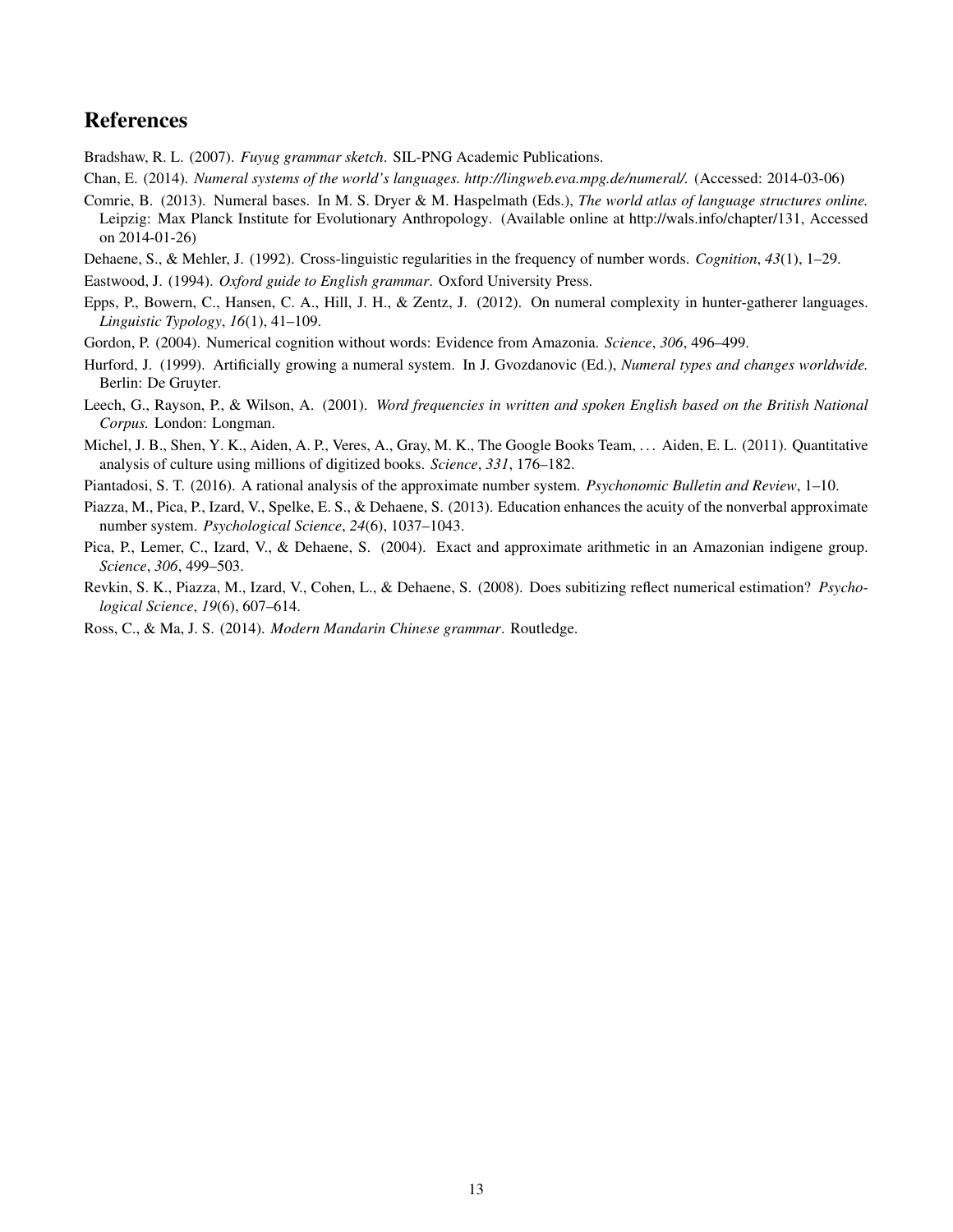## References

Bradshaw, R. L. (2007). *Fuyug grammar sketch*. SIL-PNG Academic Publications.

Chan, E. (2014). *Numeral systems of the world's languages. http://lingweb.eva.mpg.de/numeral/.* (Accessed: 2014-03-06)

Comrie, B. (2013). Numeral bases. In M. S. Dryer & M. Haspelmath (Eds.), *The world atlas of language structures online.* Leipzig: Max Planck Institute for Evolutionary Anthropology. (Available online at http://wals.info/chapter/131, Accessed on 2014-01-26)

Dehaene, S., & Mehler, J. (1992). Cross-linguistic regularities in the frequency of number words. *Cognition*, *43*(1), 1–29.

Eastwood, J. (1994). *Oxford guide to English grammar*. Oxford University Press.

Epps, P., Bowern, C., Hansen, C. A., Hill, J. H., & Zentz, J. (2012). On numeral complexity in hunter-gatherer languages. *Linguistic Typology*, *16*(1), 41–109.

Gordon, P. (2004). Numerical cognition without words: Evidence from Amazonia. *Science*, *306*, 496–499.

Hurford, J. (1999). Artificially growing a numeral system. In J. Gvozdanovic (Ed.), *Numeral types and changes worldwide.* Berlin: De Gruyter.

Leech, G., Rayson, P., & Wilson, A. (2001). *Word frequencies in written and spoken English based on the British National Corpus.* London: Longman.

Michel, J. B., Shen, Y. K., Aiden, A. P., Veres, A., Gray, M. K., The Google Books Team, ... Aiden, E. L. (2011). Quantitative analysis of culture using millions of digitized books. *Science*, *331*, 176–182.

Piantadosi, S. T. (2016). A rational analysis of the approximate number system. *Psychonomic Bulletin and Review*, 1–10.

Piazza, M., Pica, P., Izard, V., Spelke, E. S., & Dehaene, S. (2013). Education enhances the acuity of the nonverbal approximate number system. *Psychological Science*, *24*(6), 1037–1043.

Pica, P., Lemer, C., Izard, V., & Dehaene, S. (2004). Exact and approximate arithmetic in an Amazonian indigene group. *Science*, *306*, 499–503.

Revkin, S. K., Piazza, M., Izard, V., Cohen, L., & Dehaene, S. (2008). Does subitizing reflect numerical estimation? *Psychological Science*, *19*(6), 607–614.

Ross, C., & Ma, J. S. (2014). *Modern Mandarin Chinese grammar*. Routledge.